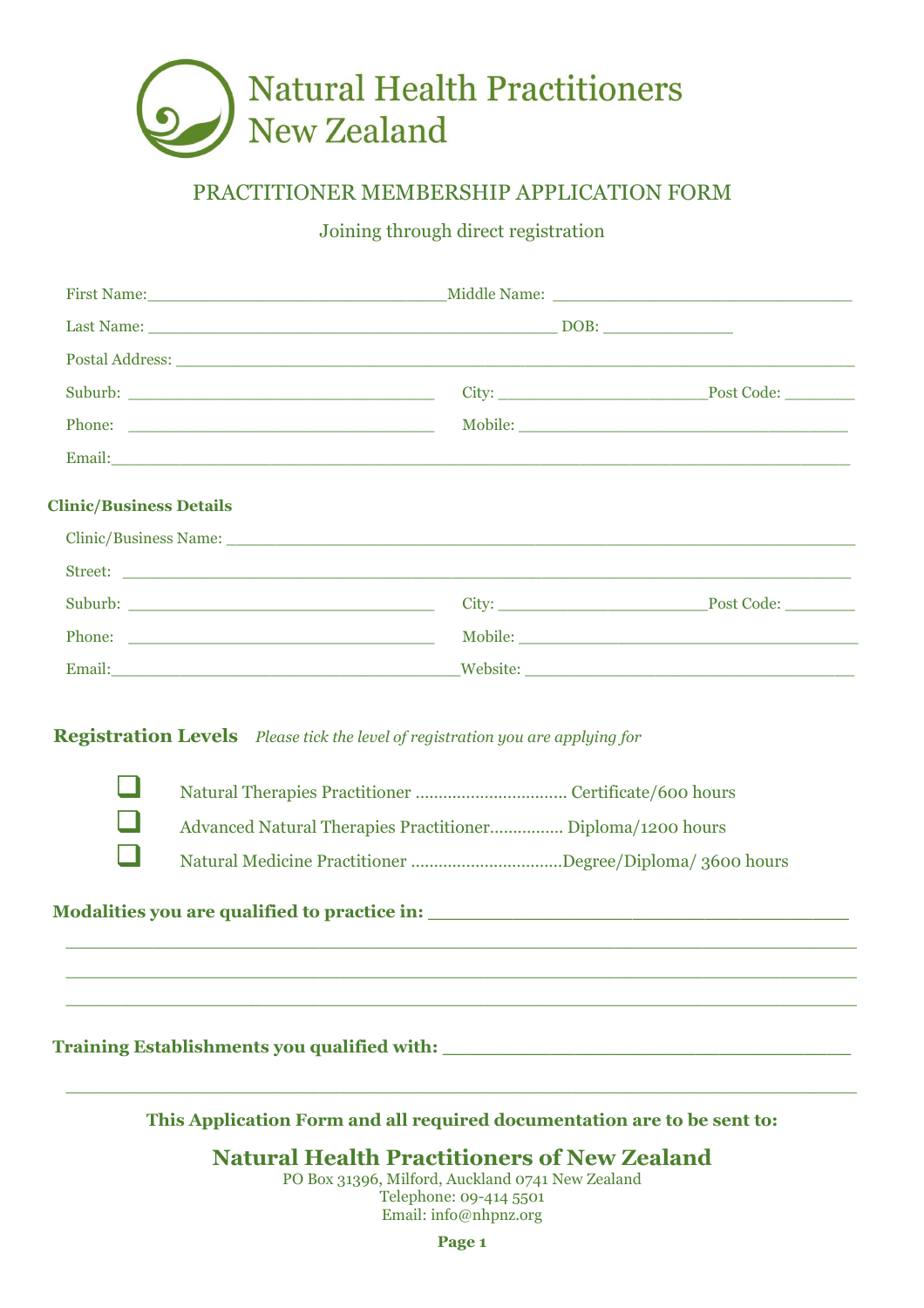# Natural Health Practitioners New Zealand

## PRACTITIONER MEMBERSHIP APPLICATION FORM

Joining through direct registration

First Name:______________________________ Middle Name: ______________________________

Last Name: __________________________________________ DOB: _____________

Postal Address: ______________________________________________________________________

Suburb: ______________________________ City: _____________________ Post Code: _______

Phone: ______________________________ Mobile: __________________________________

Email:_____________________________________________________________________________

### Clinic/Business Details

Clinic/Business Name: ______________________________________________________________

Street: ___________________________________________________________________________

Suburb: ______________________________ City: _____________________ Post Code: _______

Phone: ______________________________ Mobile: __________________________________

Email:__________________________________ Website: __________________________________

### Registration Levels

*Please tick the level of registration you are applying for*

- ❑ Natural Therapies Practitioner ................................ Certificate/600 hours
- ❑ Advanced Natural Therapies Practitioner................ Diploma/1200 hours
- ❑ Natural Medicine Practitioner ................................Degree/Diploma/ 3600 hours

**Modalities you are qualified to practice in:** ___________________________________

_____________________________________________________________________________

_____________________________________________________________________________

_____________________________________________________________________________

**Training Establishments you qualified with:** ___________________________________

_____________________________________________________________________________

**This Application Form and all required documentation are to be sent to:**

**Natural Health Practitioners of New Zealand**

PO Box 31396, Milford, Auckland 0741 New Zealand
Telephone: 09-414 5501
Email: info@nhpnz.org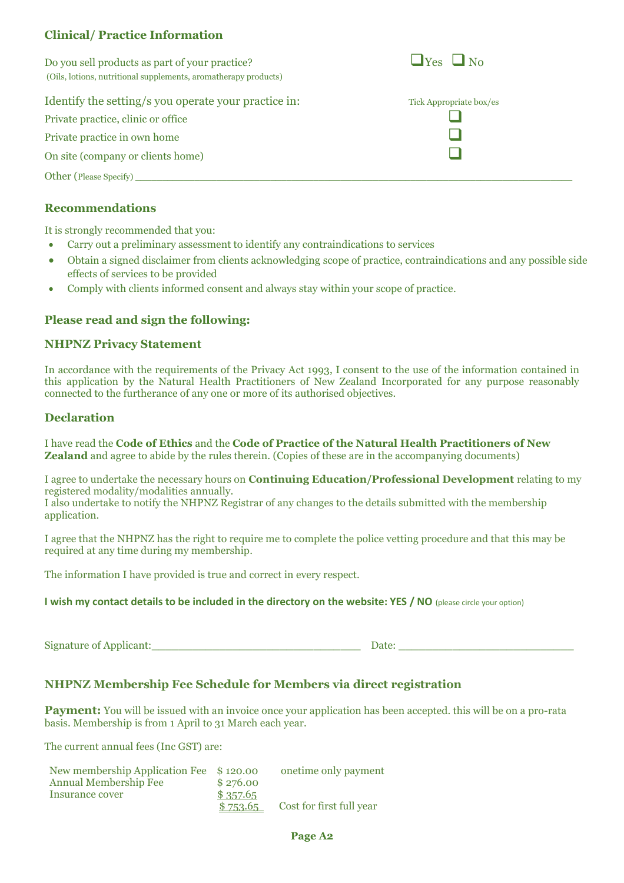## Clinical/ Practice Information

Do you sell products as part of your practice? ❑Yes ❑ No
(Oils, lotions, nutritional supplements, aromatherapy products)

| Identify the setting/s you operate your practice in: | Tick Appropriate box/es |
|---|---|
| Private practice, clinic or office | ❑ |
| Private practice in own home | ❑ |
| On site (company or clients home) | ❑ |

Other (Please Specify) ____________________________________________

## Recommendations

It is strongly recommended that you:

- Carry out a preliminary assessment to identify any contraindications to services
- Obtain a signed disclaimer from clients acknowledging scope of practice, contraindications and any possible side effects of services to be provided
- Comply with clients informed consent and always stay within your scope of practice.

## Please read and sign the following:

## NHPNZ Privacy Statement

In accordance with the requirements of the Privacy Act 1993, I consent to the use of the information contained in this application by the Natural Health Practitioners of New Zealand Incorporated for any purpose reasonably connected to the furtherance of any one or more of its authorised objectives.

## Declaration

I have read the **Code of Ethics** and the **Code of Practice of the Natural Health Practitioners of New Zealand** and agree to abide by the rules therein. (Copies of these are in the accompanying documents)

I agree to undertake the necessary hours on **Continuing Education/Professional Development** relating to my registered modality/modalities annually.
I also undertake to notify the NHPNZ Registrar of any changes to the details submitted with the membership application.

I agree that the NHPNZ has the right to require me to complete the police vetting procedure and that this may be required at any time during my membership.

The information I have provided is true and correct in every respect.

**I wish my contact details to be included in the directory on the website: YES / NO** (please circle your option)

Signature of Applicant:______________________________ Date: ________________________

## NHPNZ Membership Fee Schedule for Members via direct registration

**Payment:** You will be issued with an invoice once your application has been accepted. this will be on a pro-rata basis. Membership is from 1 April to 31 March each year.

The current annual fees (Inc GST) are:

| | | |
|---|---|---|
| New membership Application Fee | $ 120.00 | onetime only payment |
| Annual Membership Fee | $ 276.00 | |
| Insurance cover | $ 357.65 | |
| | $ 753.65 | Cost for first full year |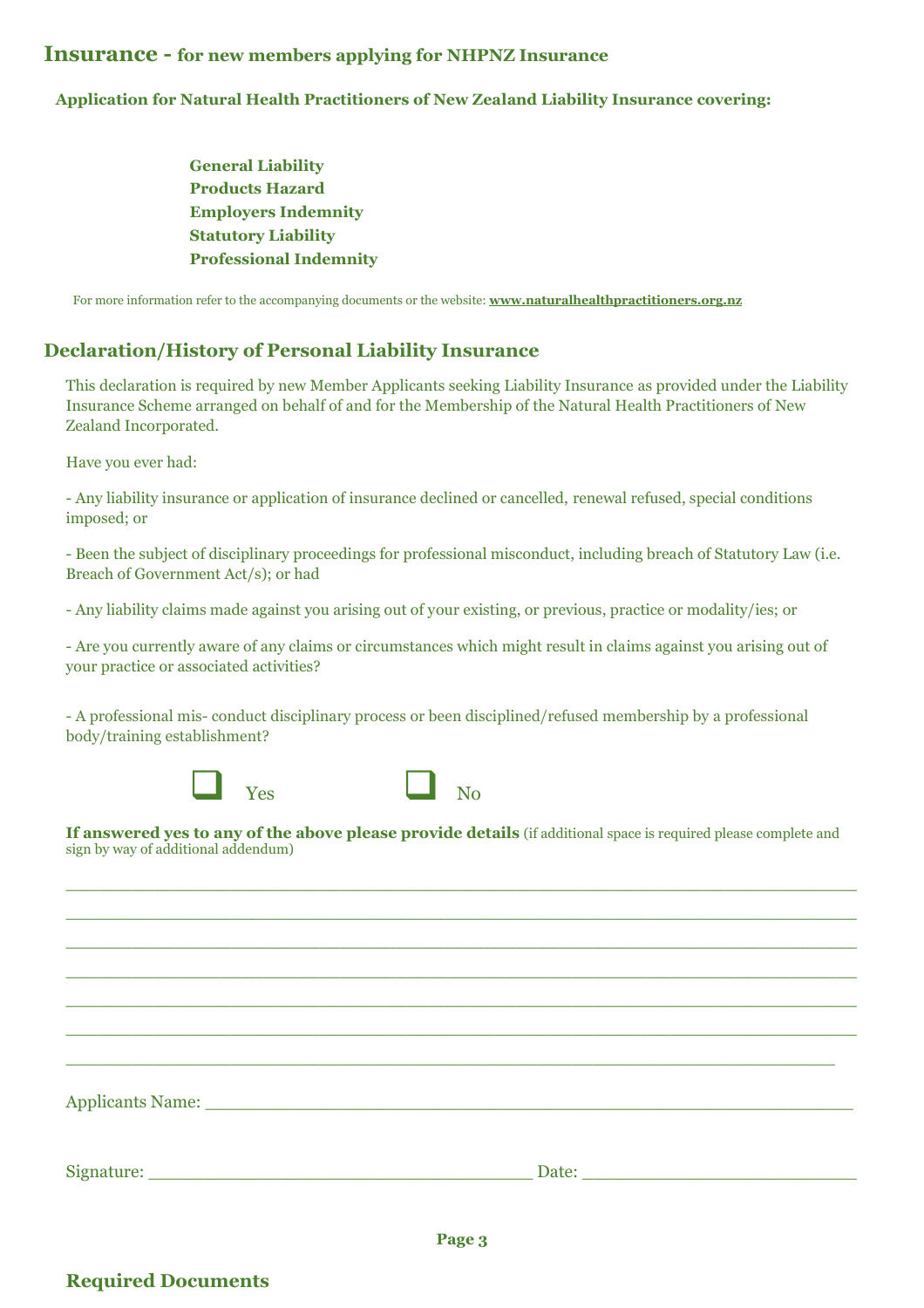# **Insurance -** for new members applying for NHPNZ Insurance

**Application for Natural Health Practitioners of New Zealand Liability Insurance covering:**

**General Liability**
**Products Hazard**
**Employers Indemnity**
**Statutory Liability**
**Professional Indemnity**

For more information refer to the accompanying documents or the website: **www.naturalhealthpractitioners.org.nz**

## Declaration/History of Personal Liability Insurance

This declaration is required by new Member Applicants seeking Liability Insurance as provided under the Liability Insurance Scheme arranged on behalf of and for the Membership of the Natural Health Practitioners of New Zealand Incorporated.

Have you ever had:

- Any liability insurance or application of insurance declined or cancelled, renewal refused, special conditions imposed; or

- Been the subject of disciplinary proceedings for professional misconduct, including breach of Statutory Law (i.e. Breach of Government Act/s); or had

- Any liability claims made against you arising out of your existing, or previous, practice or modality/ies; or

- Are you currently aware of any claims or circumstances which might result in claims against you arising out of your practice or associated activities?

- A professional mis- conduct disciplinary process or been disciplined/refused membership by a professional body/training establishment?

☐ Yes ☐ No

**If answered yes to any of the above please provide details** (if additional space is required please complete and sign by way of additional addendum)

\_\_\_\_\_\_\_\_\_\_\_\_\_\_\_\_\_\_\_\_\_\_\_\_\_\_\_\_\_\_\_\_\_\_\_\_\_\_\_\_\_\_\_\_\_\_\_\_\_\_\_\_\_\_\_\_\_\_\_\_\_\_\_\_\_\_\_\_

\_\_\_\_\_\_\_\_\_\_\_\_\_\_\_\_\_\_\_\_\_\_\_\_\_\_\_\_\_\_\_\_\_\_\_\_\_\_\_\_\_\_\_\_\_\_\_\_\_\_\_\_\_\_\_\_\_\_\_\_\_\_\_\_\_\_\_\_

\_\_\_\_\_\_\_\_\_\_\_\_\_\_\_\_\_\_\_\_\_\_\_\_\_\_\_\_\_\_\_\_\_\_\_\_\_\_\_\_\_\_\_\_\_\_\_\_\_\_\_\_\_\_\_\_\_\_\_\_\_\_\_\_\_\_\_\_

\_\_\_\_\_\_\_\_\_\_\_\_\_\_\_\_\_\_\_\_\_\_\_\_\_\_\_\_\_\_\_\_\_\_\_\_\_\_\_\_\_\_\_\_\_\_\_\_\_\_\_\_\_\_\_\_\_\_\_\_\_\_\_\_\_\_\_\_

\_\_\_\_\_\_\_\_\_\_\_\_\_\_\_\_\_\_\_\_\_\_\_\_\_\_\_\_\_\_\_\_\_\_\_\_\_\_\_\_\_\_\_\_\_\_\_\_\_\_\_\_\_\_\_\_\_\_\_\_\_\_\_\_\_\_\_\_

\_\_\_\_\_\_\_\_\_\_\_\_\_\_\_\_\_\_\_\_\_\_\_\_\_\_\_\_\_\_\_\_\_\_\_\_\_\_\_\_\_\_\_\_\_\_\_\_\_\_\_\_\_\_\_\_\_\_\_\_\_\_\_\_\_\_\_\_

\_\_\_\_\_\_\_\_\_\_\_\_\_\_\_\_\_\_\_\_\_\_\_\_\_\_\_\_\_\_\_\_\_\_\_\_\_\_\_\_\_\_\_\_\_\_\_\_\_\_\_\_\_\_\_\_\_\_\_\_\_\_\_\_\_\_

Applicants Name: \_\_\_\_\_\_\_\_\_\_\_\_\_\_\_\_\_\_\_\_\_\_\_\_\_\_\_\_\_\_\_\_\_\_\_\_\_\_\_\_\_\_\_\_\_\_\_\_\_\_\_\_

Signature: \_\_\_\_\_\_\_\_\_\_\_\_\_\_\_\_\_\_\_\_\_\_\_\_\_\_\_\_\_\_\_\_\_\_ Date: \_\_\_\_\_\_\_\_\_\_\_\_\_\_\_\_\_\_\_\_\_\_

## Required Documents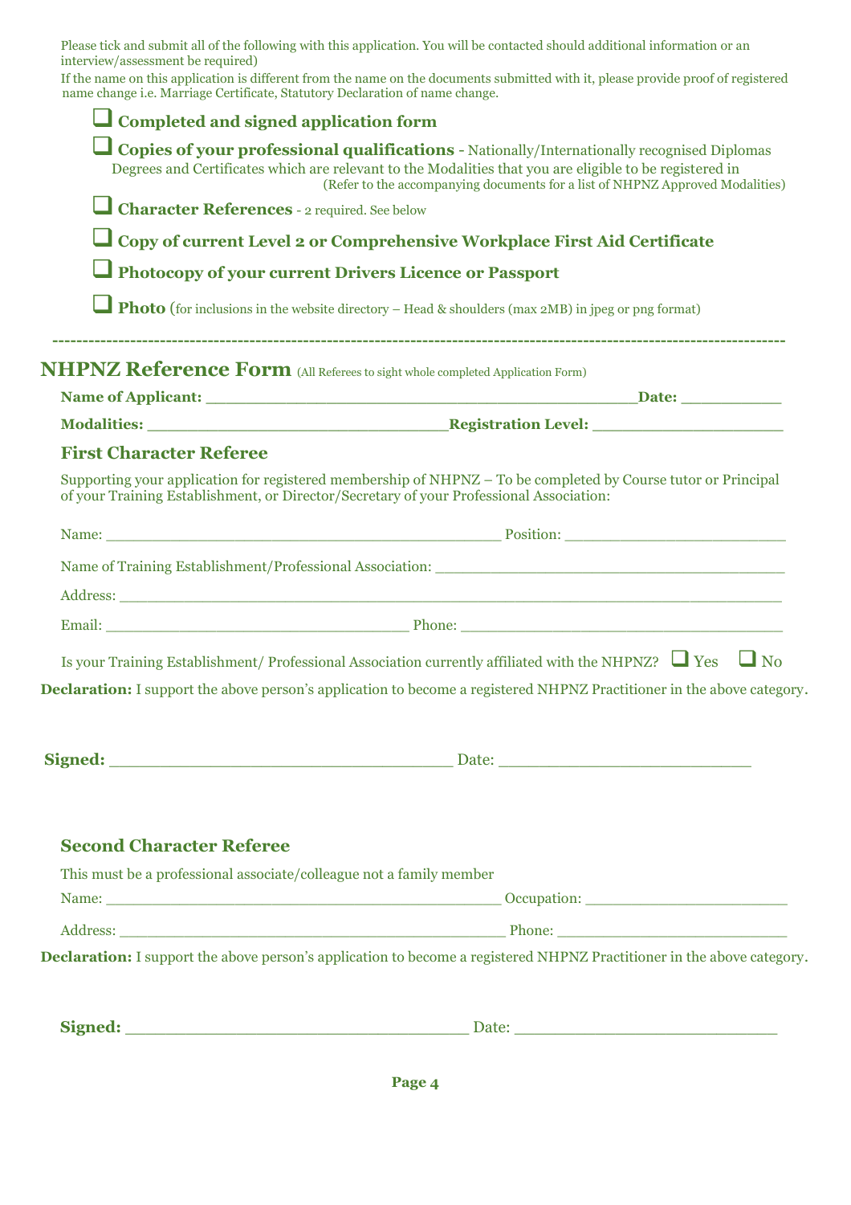Please tick and submit all of the following with this application. You will be contacted should additional information or an interview/assessment be required)

If the name on this application is different from the name on the documents submitted with it, please provide proof of registered name change i.e. Marriage Certificate, Statutory Declaration of name change.

- ☐ **Completed and signed application form**
- ☐ **Copies of your professional qualifications** - Nationally/Internationally recognised Diplomas Degrees and Certificates which are relevant to the Modalities that you are eligible to be registered in (Refer to the accompanying documents for a list of NHPNZ Approved Modalities)
- ☐ **Character References** - 2 required. See below
- ☐ **Copy of current Level 2 or Comprehensive Workplace First Aid Certificate**
- ☐ **Photocopy of your current Drivers Licence or Passport**
- ☐ **Photo** (for inclusions in the website directory – Head & shoulders (max 2MB) in jpeg or png format)

---

## NHPNZ Reference Form (All Referees to sight whole completed Application Form)

**Name of Applicant:** ____________________________________________ **Date:** __________

**Modalities:** ________________________________ **Registration Level:** ___________________

### First Character Referee

Supporting your application for registered membership of NHPNZ – To be completed by Course tutor or Principal of your Training Establishment, or Director/Secretary of your Professional Association:

Name: ____________________________________________ Position: ________________________

Name of Training Establishment/Professional Association: ______________________________________

Address: _________________________________________________________________________

Email: __________________________________ Phone: ____________________________________

Is your Training Establishment/ Professional Association currently affiliated with the NHPNZ? ☐ Yes ☐ No

**Declaration:** I support the above person's application to become a registered NHPNZ Practitioner in the above category.

**Signed:** ________________________________ Date: ________________________

### Second Character Referee

This must be a professional associate/colleague not a family member

Name: ____________________________________________ Occupation: ______________________

Address: ____________________________________________ Phone: _________________________

**Declaration:** I support the above person's application to become a registered NHPNZ Practitioner in the above category.

**Signed:** __________________________________ Date: __________________________